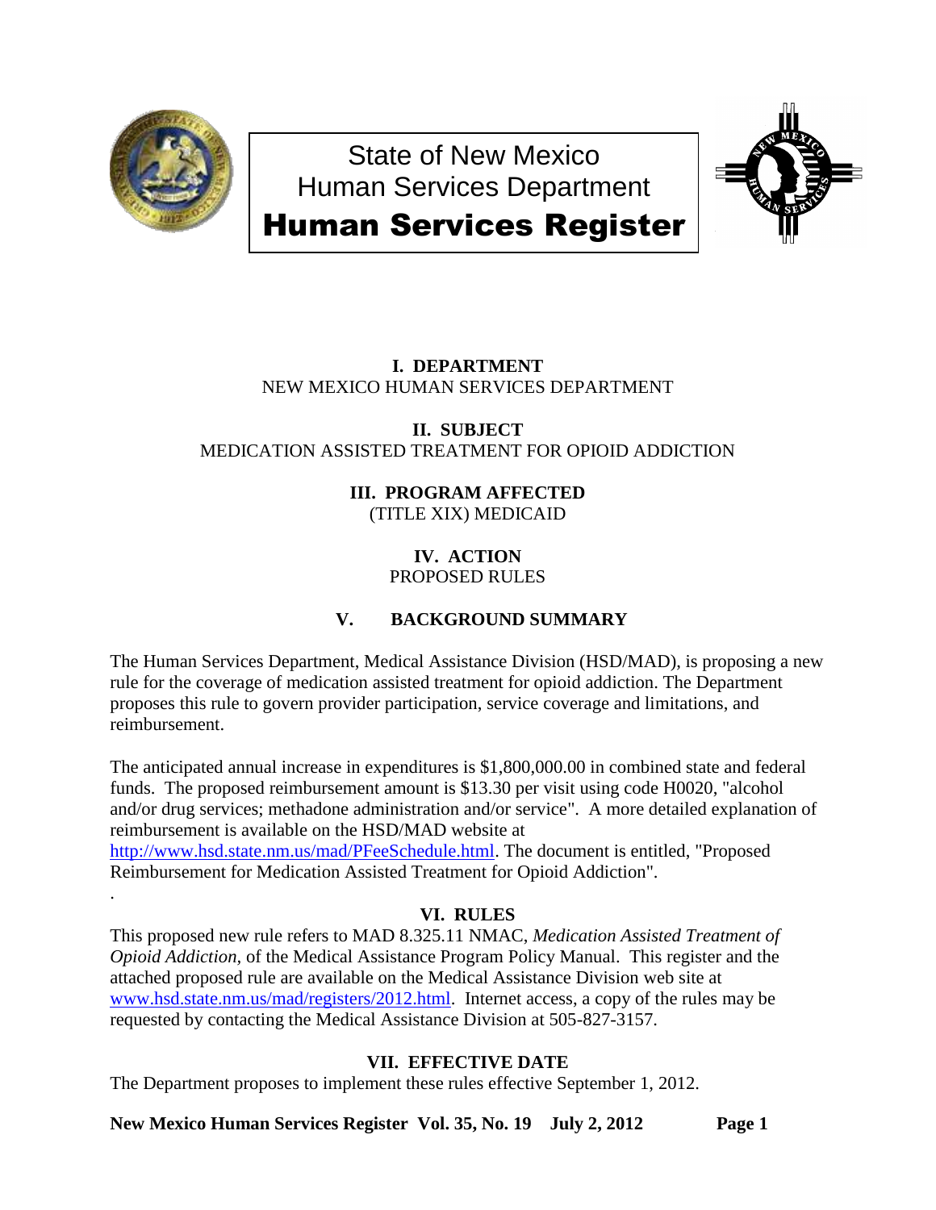# State of New Mexico
# Human Services Department
# Human Services Register

### I. DEPARTMENT
NEW MEXICO HUMAN SERVICES DEPARTMENT

### II. SUBJECT
MEDICATION ASSISTED TREATMENT FOR OPIOID ADDICTION

### III. PROGRAM AFFECTED
(TITLE XIX) MEDICAID

### IV. ACTION
PROPOSED RULES

### V. BACKGROUND SUMMARY

The Human Services Department, Medical Assistance Division (HSD/MAD), is proposing a new rule for the coverage of medication assisted treatment for opioid addiction. The Department proposes this rule to govern provider participation, service coverage and limitations, and reimbursement.

The anticipated annual increase in expenditures is $1,800,000.00 in combined state and federal funds. The proposed reimbursement amount is $13.30 per visit using code H0020, "alcohol and/or drug services; methadone administration and/or service". A more detailed explanation of reimbursement is available on the HSD/MAD website at http://www.hsd.state.nm.us/mad/PFeeSchedule.html. The document is entitled, "Proposed Reimbursement for Medication Assisted Treatment for Opioid Addiction".

### VI. RULES
This proposed new rule refers to MAD 8.325.11 NMAC, *Medication Assisted Treatment of Opioid Addiction*, of the Medical Assistance Program Policy Manual. This register and the attached proposed rule are available on the Medical Assistance Division web site at www.hsd.state.nm.us/mad/registers/2012.html. Internet access, a copy of the rules may be requested by contacting the Medical Assistance Division at 505-827-3157.

### VII. EFFECTIVE DATE
The Department proposes to implement these rules effective September 1, 2012.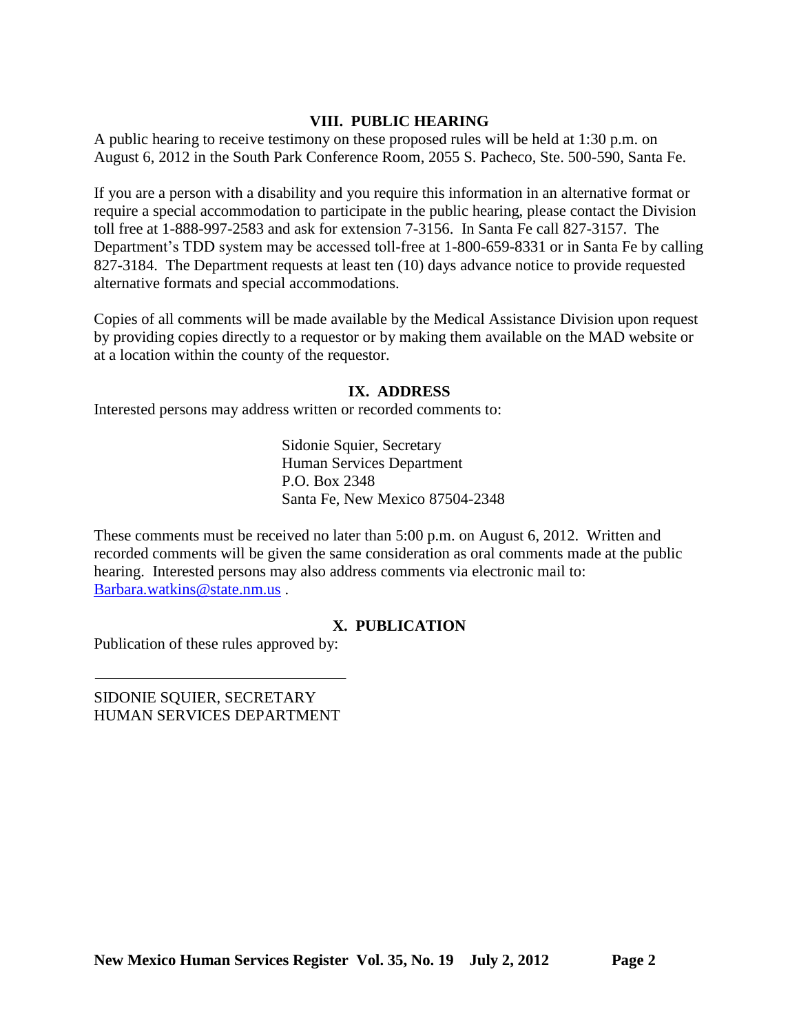## VIII. PUBLIC HEARING

A public hearing to receive testimony on these proposed rules will be held at 1:30 p.m. on August 6, 2012 in the South Park Conference Room, 2055 S. Pacheco, Ste. 500-590, Santa Fe.

If you are a person with a disability and you require this information in an alternative format or require a special accommodation to participate in the public hearing, please contact the Division toll free at 1-888-997-2583 and ask for extension 7-3156. In Santa Fe call 827-3157. The Department's TDD system may be accessed toll-free at 1-800-659-8331 or in Santa Fe by calling 827-3184. The Department requests at least ten (10) days advance notice to provide requested alternative formats and special accommodations.

Copies of all comments will be made available by the Medical Assistance Division upon request by providing copies directly to a requestor or by making them available on the MAD website or at a location within the county of the requestor.

## IX. ADDRESS

Interested persons may address written or recorded comments to:

Sidonie Squier, Secretary
Human Services Department
P.O. Box 2348
Santa Fe, New Mexico 87504-2348

These comments must be received no later than 5:00 p.m. on August 6, 2012. Written and recorded comments will be given the same consideration as oral comments made at the public hearing. Interested persons may also address comments via electronic mail to: Barbara.watkins@state.nm.us .

## X. PUBLICATION

Publication of these rules approved by:

\_\_\_\_\_\_\_\_\_\_\_\_\_\_\_\_\_\_\_\_\_\_\_\_\_\_\_\_\_\_\_\_\_\_

SIDONIE SQUIER, SECRETARY
HUMAN SERVICES DEPARTMENT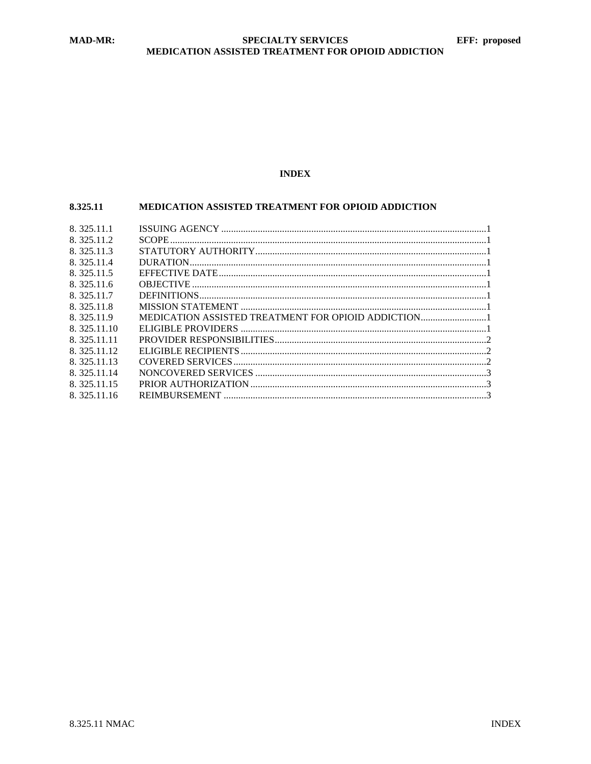**INDEX**

**8.325.11 MEDICATION ASSISTED TREATMENT FOR OPIOID ADDICTION**

| | | |
|---|---|---|
| 8. 325.11.1 | ISSUING AGENCY | 1 |
| 8. 325.11.2 | SCOPE | 1 |
| 8. 325.11.3 | STATUTORY AUTHORITY | 1 |
| 8. 325.11.4 | DURATION | 1 |
| 8. 325.11.5 | EFFECTIVE DATE | 1 |
| 8. 325.11.6 | OBJECTIVE | 1 |
| 8. 325.11.7 | DEFINITIONS | 1 |
| 8. 325.11.8 | MISSION STATEMENT | 1 |
| 8. 325.11.9 | MEDICATION ASSISTED TREATMENT FOR OPIOID ADDICTION | 1 |
| 8. 325.11.10 | ELIGIBLE PROVIDERS | 1 |
| 8. 325.11.11 | PROVIDER RESPONSIBILITIES | 2 |
| 8. 325.11.12 | ELIGIBLE RECIPIENTS | 2 |
| 8. 325.11.13 | COVERED SERVICES | 2 |
| 8. 325.11.14 | NONCOVERED SERVICES | 3 |
| 8. 325.11.15 | PRIOR AUTHORIZATION | 3 |
| 8. 325.11.16 | REIMBURSEMENT | 3 |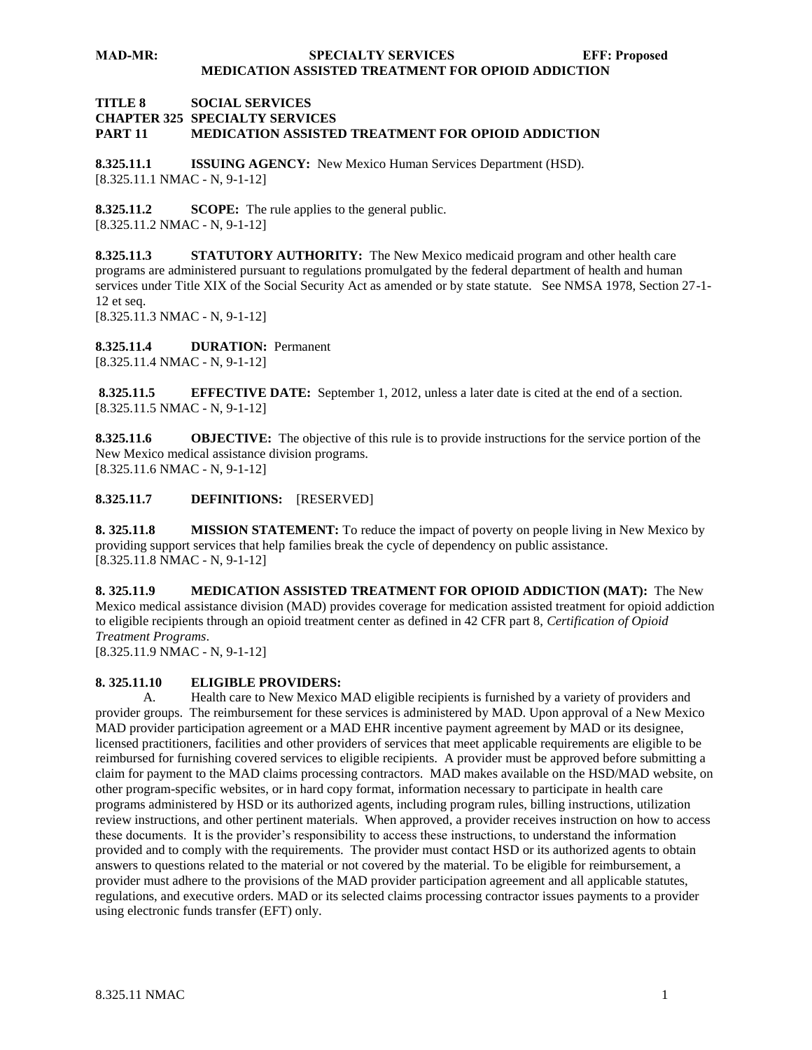**TITLE 8 SOCIAL SERVICES**
**CHAPTER 325 SPECIALTY SERVICES**
**PART 11 MEDICATION ASSISTED TREATMENT FOR OPIOID ADDICTION**

**8.325.11.1 ISSUING AGENCY:** New Mexico Human Services Department (HSD).
[8.325.11.1 NMAC - N, 9-1-12]

**8.325.11.2 SCOPE:** The rule applies to the general public.
[8.325.11.2 NMAC - N, 9-1-12]

**8.325.11.3 STATUTORY AUTHORITY:** The New Mexico medicaid program and other health care programs are administered pursuant to regulations promulgated by the federal department of health and human services under Title XIX of the Social Security Act as amended or by state statute. See NMSA 1978, Section 27-1-12 et seq.
[8.325.11.3 NMAC - N, 9-1-12]

**8.325.11.4 DURATION:** Permanent
[8.325.11.4 NMAC - N, 9-1-12]

**8.325.11.5 EFFECTIVE DATE:** September 1, 2012, unless a later date is cited at the end of a section.
[8.325.11.5 NMAC - N, 9-1-12]

**8.325.11.6 OBJECTIVE:** The objective of this rule is to provide instructions for the service portion of the New Mexico medical assistance division programs.
[8.325.11.6 NMAC - N, 9-1-12]

**8.325.11.7 DEFINITIONS:** [RESERVED]

**8. 325.11.8 MISSION STATEMENT:** To reduce the impact of poverty on people living in New Mexico by providing support services that help families break the cycle of dependency on public assistance.
[8.325.11.8 NMAC - N, 9-1-12]

**8. 325.11.9 MEDICATION ASSISTED TREATMENT FOR OPIOID ADDICTION (MAT):** The New Mexico medical assistance division (MAD) provides coverage for medication assisted treatment for opioid addiction to eligible recipients through an opioid treatment center as defined in 42 CFR part 8, *Certification of Opioid Treatment Programs*.
[8.325.11.9 NMAC - N, 9-1-12]

**8. 325.11.10 ELIGIBLE PROVIDERS:**

A. Health care to New Mexico MAD eligible recipients is furnished by a variety of providers and provider groups. The reimbursement for these services is administered by MAD. Upon approval of a New Mexico MAD provider participation agreement or a MAD EHR incentive payment agreement by MAD or its designee, licensed practitioners, facilities and other providers of services that meet applicable requirements are eligible to be reimbursed for furnishing covered services to eligible recipients. A provider must be approved before submitting a claim for payment to the MAD claims processing contractors. MAD makes available on the HSD/MAD website, on other program-specific websites, or in hard copy format, information necessary to participate in health care programs administered by HSD or its authorized agents, including program rules, billing instructions, utilization review instructions, and other pertinent materials. When approved, a provider receives instruction on how to access these documents. It is the provider's responsibility to access these instructions, to understand the information provided and to comply with the requirements. The provider must contact HSD or its authorized agents to obtain answers to questions related to the material or not covered by the material. To be eligible for reimbursement, a provider must adhere to the provisions of the MAD provider participation agreement and all applicable statutes, regulations, and executive orders. MAD or its selected claims processing contractor issues payments to a provider using electronic funds transfer (EFT) only.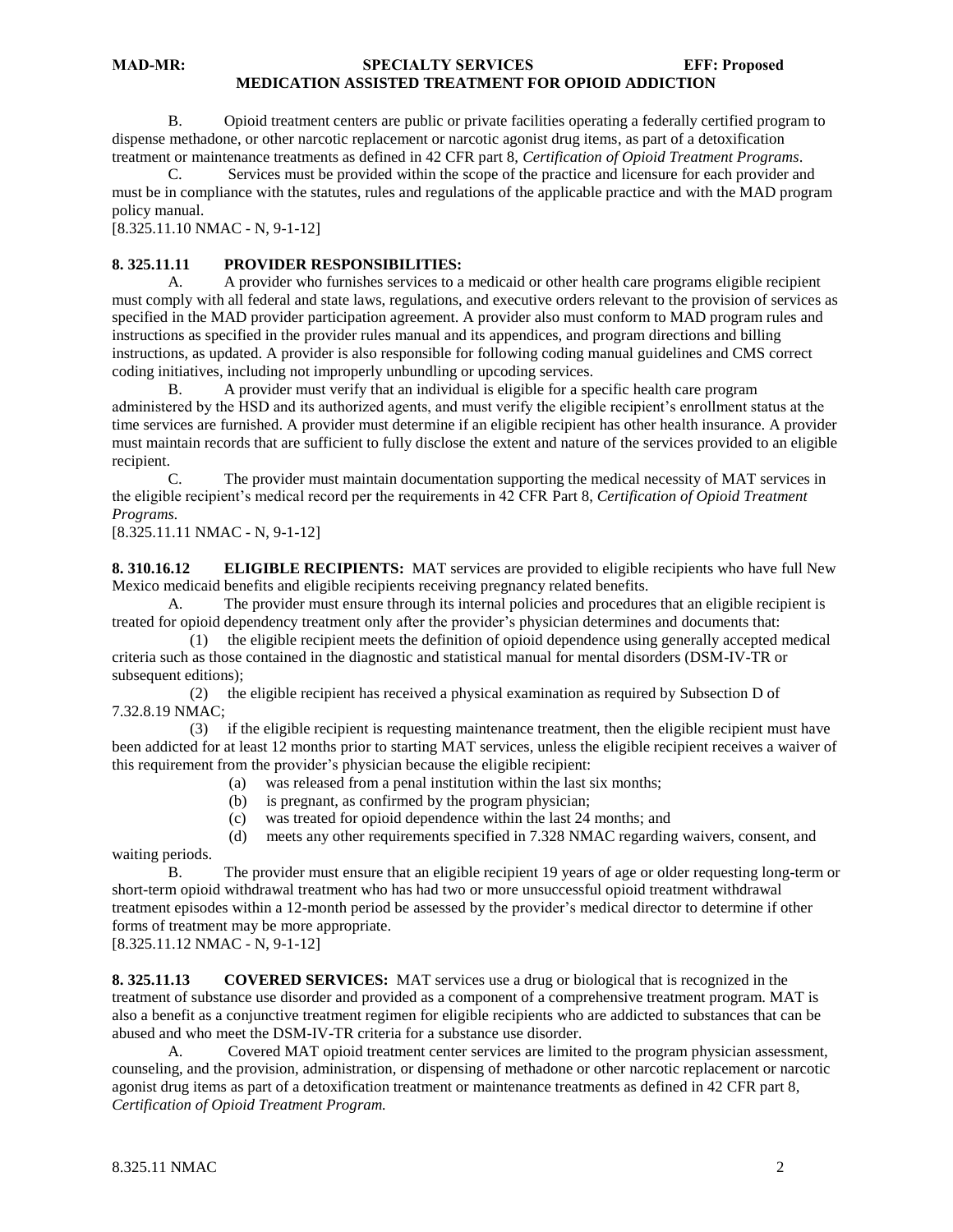B. Opioid treatment centers are public or private facilities operating a federally certified program to dispense methadone, or other narcotic replacement or narcotic agonist drug items, as part of a detoxification treatment or maintenance treatments as defined in 42 CFR part 8, *Certification of Opioid Treatment Programs*.

C. Services must be provided within the scope of the practice and licensure for each provider and must be in compliance with the statutes, rules and regulations of the applicable practice and with the MAD program policy manual.

[8.325.11.10 NMAC - N, 9-1-12]

**8. 325.11.11 PROVIDER RESPONSIBILITIES:**

A. A provider who furnishes services to a medicaid or other health care programs eligible recipient must comply with all federal and state laws, regulations, and executive orders relevant to the provision of services as specified in the MAD provider participation agreement. A provider also must conform to MAD program rules and instructions as specified in the provider rules manual and its appendices, and program directions and billing instructions, as updated. A provider is also responsible for following coding manual guidelines and CMS correct coding initiatives, including not improperly unbundling or upcoding services.

B. A provider must verify that an individual is eligible for a specific health care program administered by the HSD and its authorized agents, and must verify the eligible recipient's enrollment status at the time services are furnished. A provider must determine if an eligible recipient has other health insurance. A provider must maintain records that are sufficient to fully disclose the extent and nature of the services provided to an eligible recipient.

C. The provider must maintain documentation supporting the medical necessity of MAT services in the eligible recipient's medical record per the requirements in 42 CFR Part 8, *Certification of Opioid Treatment Programs.*

[8.325.11.11 NMAC - N, 9-1-12]

**8. 310.16.12 ELIGIBLE RECIPIENTS:** MAT services are provided to eligible recipients who have full New Mexico medicaid benefits and eligible recipients receiving pregnancy related benefits.

A. The provider must ensure through its internal policies and procedures that an eligible recipient is treated for opioid dependency treatment only after the provider's physician determines and documents that:

(1) the eligible recipient meets the definition of opioid dependence using generally accepted medical criteria such as those contained in the diagnostic and statistical manual for mental disorders (DSM-IV-TR or subsequent editions);

(2) the eligible recipient has received a physical examination as required by Subsection D of 7.32.8.19 NMAC;

(3) if the eligible recipient is requesting maintenance treatment, then the eligible recipient must have been addicted for at least 12 months prior to starting MAT services, unless the eligible recipient receives a waiver of this requirement from the provider's physician because the eligible recipient:

(a) was released from a penal institution within the last six months;

(b) is pregnant, as confirmed by the program physician;

(c) was treated for opioid dependence within the last 24 months; and

(d) meets any other requirements specified in 7.328 NMAC regarding waivers, consent, and waiting periods.

B. The provider must ensure that an eligible recipient 19 years of age or older requesting long-term or short-term opioid withdrawal treatment who has had two or more unsuccessful opioid treatment withdrawal treatment episodes within a 12-month period be assessed by the provider's medical director to determine if other forms of treatment may be more appropriate.

[8.325.11.12 NMAC - N, 9-1-12]

**8. 325.11.13 COVERED SERVICES:** MAT services use a drug or biological that is recognized in the treatment of substance use disorder and provided as a component of a comprehensive treatment program. MAT is also a benefit as a conjunctive treatment regimen for eligible recipients who are addicted to substances that can be abused and who meet the DSM-IV-TR criteria for a substance use disorder.

A. Covered MAT opioid treatment center services are limited to the program physician assessment, counseling, and the provision, administration, or dispensing of methadone or other narcotic replacement or narcotic agonist drug items as part of a detoxification treatment or maintenance treatments as defined in 42 CFR part 8, *Certification of Opioid Treatment Program.*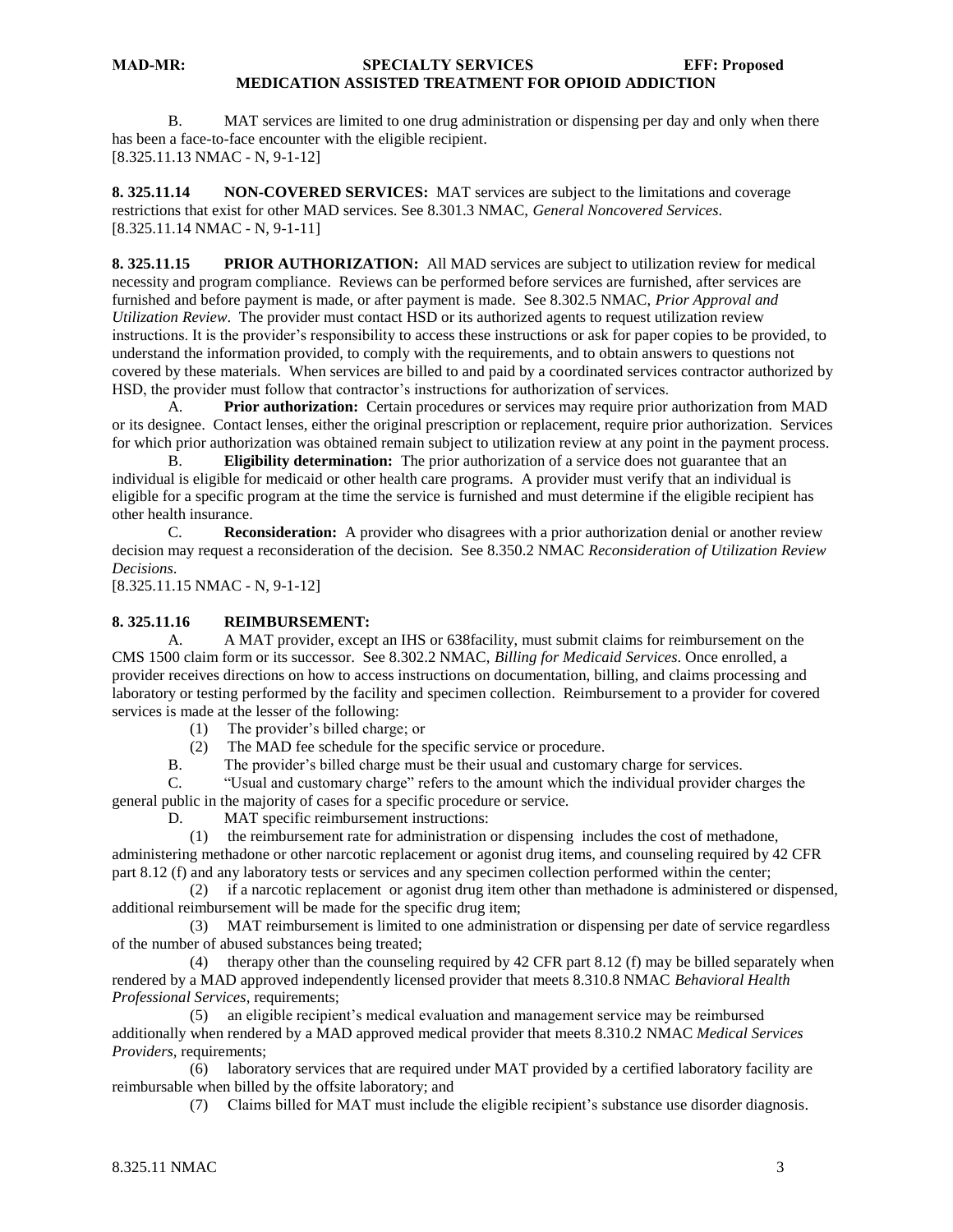B. MAT services are limited to one drug administration or dispensing per day and only when there has been a face-to-face encounter with the eligible recipient.
[8.325.11.13 NMAC - N, 9-1-12]

**8. 325.11.14 NON-COVERED SERVICES:** MAT services are subject to the limitations and coverage restrictions that exist for other MAD services. See 8.301.3 NMAC, *General Noncovered Services*.
[8.325.11.14 NMAC - N, 9-1-11]

**8. 325.11.15 PRIOR AUTHORIZATION:** All MAD services are subject to utilization review for medical necessity and program compliance. Reviews can be performed before services are furnished, after services are furnished and before payment is made, or after payment is made. See 8.302.5 NMAC, *Prior Approval and Utilization Review*. The provider must contact HSD or its authorized agents to request utilization review instructions. It is the provider's responsibility to access these instructions or ask for paper copies to be provided, to understand the information provided, to comply with the requirements, and to obtain answers to questions not covered by these materials. When services are billed to and paid by a coordinated services contractor authorized by HSD, the provider must follow that contractor's instructions for authorization of services.

A. **Prior authorization:** Certain procedures or services may require prior authorization from MAD or its designee. Contact lenses, either the original prescription or replacement, require prior authorization. Services for which prior authorization was obtained remain subject to utilization review at any point in the payment process.

B. **Eligibility determination:** The prior authorization of a service does not guarantee that an individual is eligible for medicaid or other health care programs. A provider must verify that an individual is eligible for a specific program at the time the service is furnished and must determine if the eligible recipient has other health insurance.

C. **Reconsideration:** A provider who disagrees with a prior authorization denial or another review decision may request a reconsideration of the decision. See 8.350.2 NMAC *Reconsideration of Utilization Review Decisions*.
[8.325.11.15 NMAC - N, 9-1-12]

**8. 325.11.16 REIMBURSEMENT:**

A. A MAT provider, except an IHS or 638facility, must submit claims for reimbursement on the CMS 1500 claim form or its successor. See 8.302.2 NMAC, *Billing for Medicaid Services*. Once enrolled, a provider receives directions on how to access instructions on documentation, billing, and claims processing and laboratory or testing performed by the facility and specimen collection. Reimbursement to a provider for covered services is made at the lesser of the following:

(1) The provider's billed charge; or

(2) The MAD fee schedule for the specific service or procedure.

B. The provider's billed charge must be their usual and customary charge for services.

C. "Usual and customary charge" refers to the amount which the individual provider charges the general public in the majority of cases for a specific procedure or service.

D. MAT specific reimbursement instructions:

(1) the reimbursement rate for administration or dispensing includes the cost of methadone, administering methadone or other narcotic replacement or agonist drug items, and counseling required by 42 CFR part 8.12 (f) and any laboratory tests or services and any specimen collection performed within the center;

(2) if a narcotic replacement or agonist drug item other than methadone is administered or dispensed, additional reimbursement will be made for the specific drug item;

(3) MAT reimbursement is limited to one administration or dispensing per date of service regardless of the number of abused substances being treated;

(4) therapy other than the counseling required by 42 CFR part 8.12 (f) may be billed separately when rendered by a MAD approved independently licensed provider that meets 8.310.8 NMAC *Behavioral Health Professional Services*, requirements;

(5) an eligible recipient's medical evaluation and management service may be reimbursed additionally when rendered by a MAD approved medical provider that meets 8.310.2 NMAC *Medical Services Providers*, requirements;

(6) laboratory services that are required under MAT provided by a certified laboratory facility are reimbursable when billed by the offsite laboratory; and

(7) Claims billed for MAT must include the eligible recipient's substance use disorder diagnosis.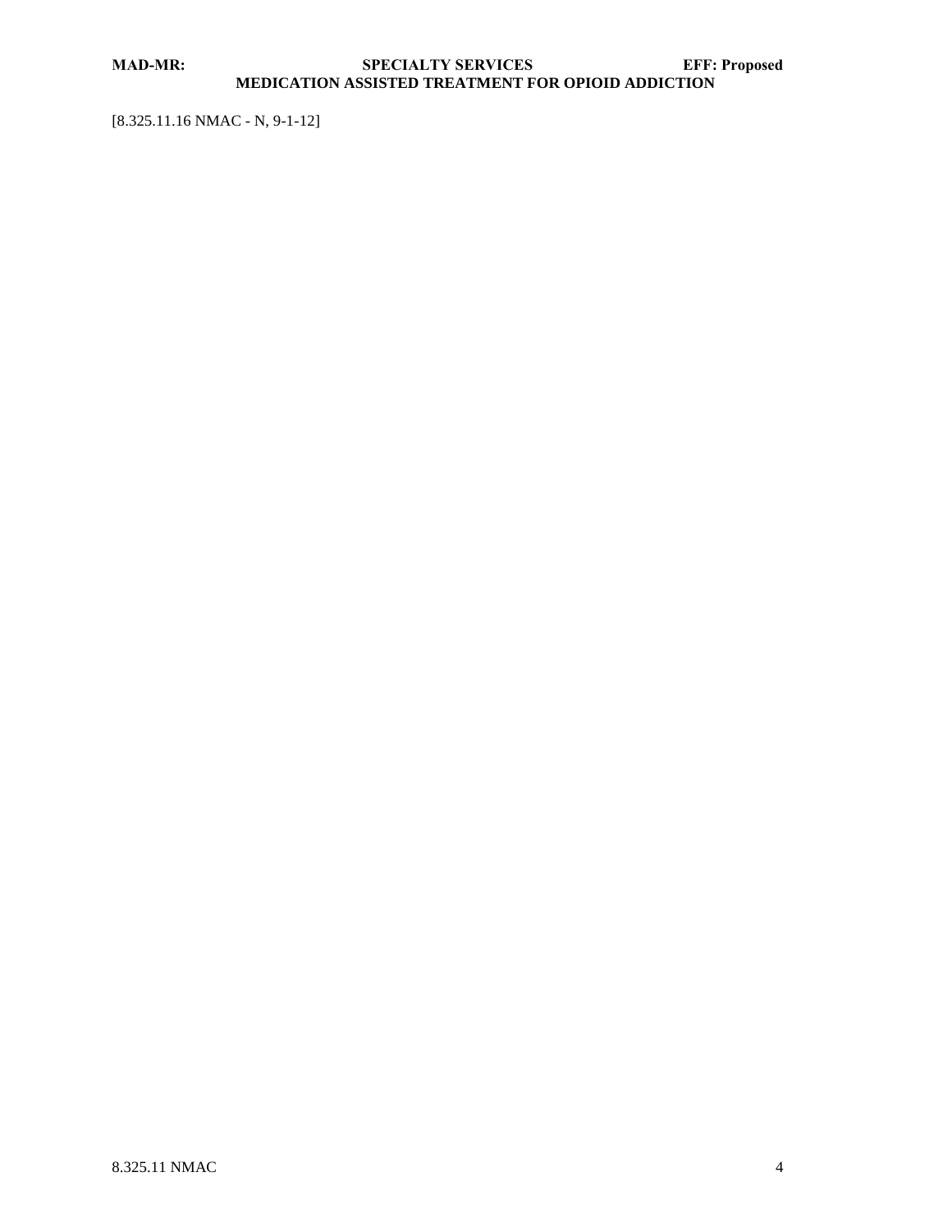[8.325.11.16 NMAC - N, 9-1-12]